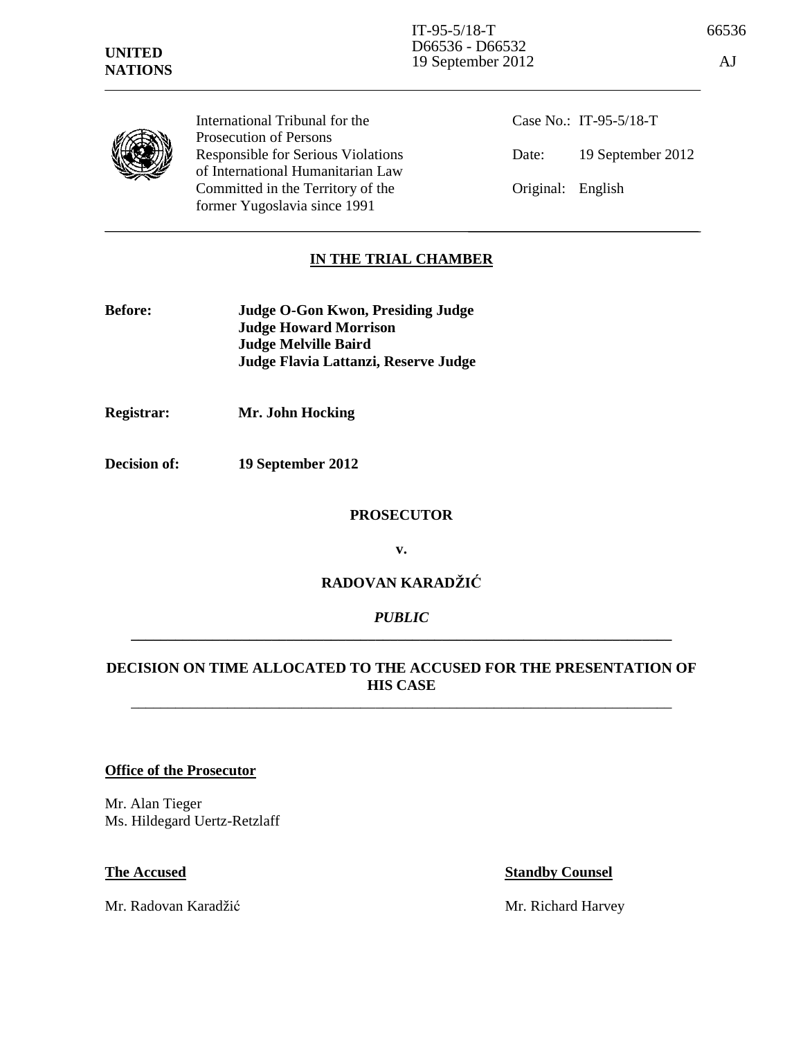IT-95-5/18-T
D66536 - D66532
19 September 2012

66536

AJ

**UNITED NATIONS**

International Tribunal for the Prosecution of Persons Responsible for Serious Violations of International Humanitarian Law Committed in the Territory of the former Yugoslavia since 1991

Case No.: IT-95-5/18-T

Date: 19 September 2012

Original: English

**IN THE TRIAL CHAMBER**

**Before:** **Judge O-Gon Kwon, Presiding Judge**
**Judge Howard Morrison**
**Judge Melville Baird**
**Judge Flavia Lattanzi, Reserve Judge**

**Registrar:** **Mr. John Hocking**

**Decision of:** **19 September 2012**

**PROSECUTOR**

**v.**

**RADOVAN KARADŽIĆ**

***PUBLIC***

**DECISION ON TIME ALLOCATED TO THE ACCUSED FOR THE PRESENTATION OF HIS CASE**

**Office of the Prosecutor**

Mr. Alan Tieger
Ms. Hildegard Uertz-Retzlaff

**The Accused**

Mr. Radovan Karadžić

**Standby Counsel**

Mr. Richard Harvey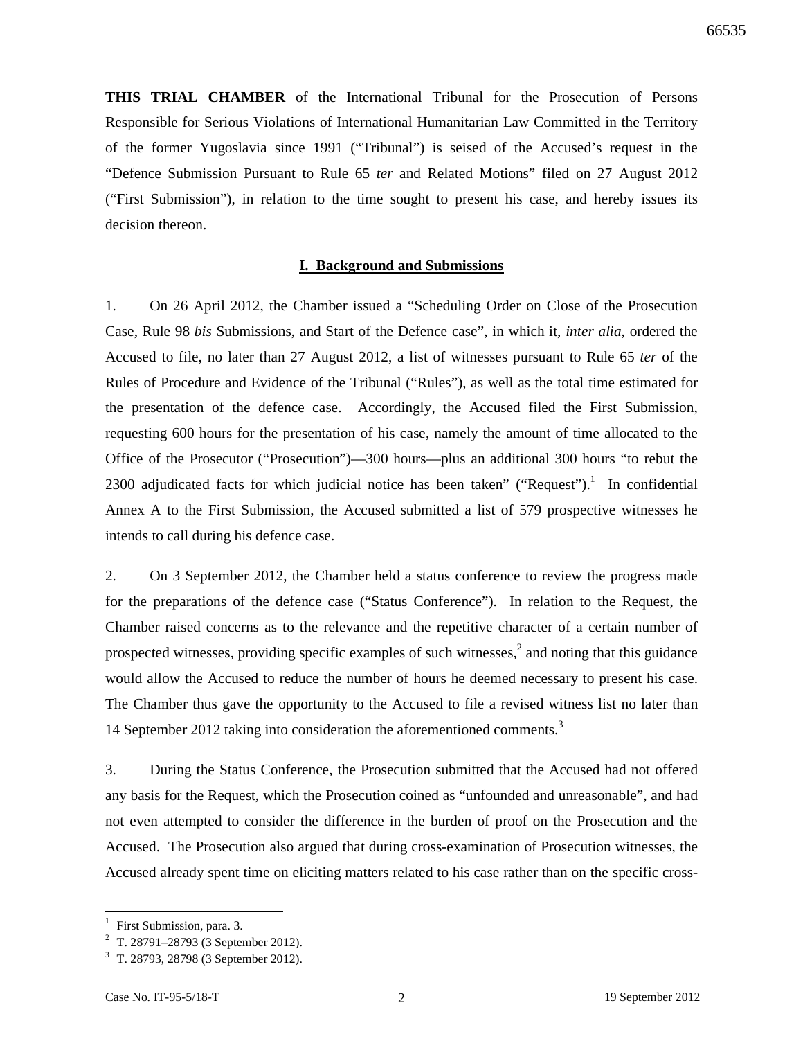**THIS TRIAL CHAMBER** of the International Tribunal for the Prosecution of Persons Responsible for Serious Violations of International Humanitarian Law Committed in the Territory of the former Yugoslavia since 1991 ("Tribunal") is seised of the Accused's request in the "Defence Submission Pursuant to Rule 65 *ter* and Related Motions" filed on 27 August 2012 ("First Submission"), in relation to the time sought to present his case, and hereby issues its decision thereon.

## I. Background and Submissions

1. On 26 April 2012, the Chamber issued a "Scheduling Order on Close of the Prosecution Case, Rule 98 *bis* Submissions, and Start of the Defence case", in which it, *inter alia*, ordered the Accused to file, no later than 27 August 2012, a list of witnesses pursuant to Rule 65 *ter* of the Rules of Procedure and Evidence of the Tribunal ("Rules"), as well as the total time estimated for the presentation of the defence case. Accordingly, the Accused filed the First Submission, requesting 600 hours for the presentation of his case, namely the amount of time allocated to the Office of the Prosecutor ("Prosecution")—300 hours—plus an additional 300 hours "to rebut the 2300 adjudicated facts for which judicial notice has been taken" ("Request").[1] In confidential Annex A to the First Submission, the Accused submitted a list of 579 prospective witnesses he intends to call during his defence case.

2. On 3 September 2012, the Chamber held a status conference to review the progress made for the preparations of the defence case ("Status Conference"). In relation to the Request, the Chamber raised concerns as to the relevance and the repetitive character of a certain number of prospected witnesses, providing specific examples of such witnesses,[2] and noting that this guidance would allow the Accused to reduce the number of hours he deemed necessary to present his case. The Chamber thus gave the opportunity to the Accused to file a revised witness list no later than 14 September 2012 taking into consideration the aforementioned comments.[3]

3. During the Status Conference, the Prosecution submitted that the Accused had not offered any basis for the Request, which the Prosecution coined as "unfounded and unreasonable", and had not even attempted to consider the difference in the burden of proof on the Prosecution and the Accused. The Prosecution also argued that during cross-examination of Prosecution witnesses, the Accused already spent time on eliciting matters related to his case rather than on the specific cross-

---

[1] First Submission, para. 3.

[2] T. 28791–28793 (3 September 2012).

[3] T. 28793, 28798 (3 September 2012).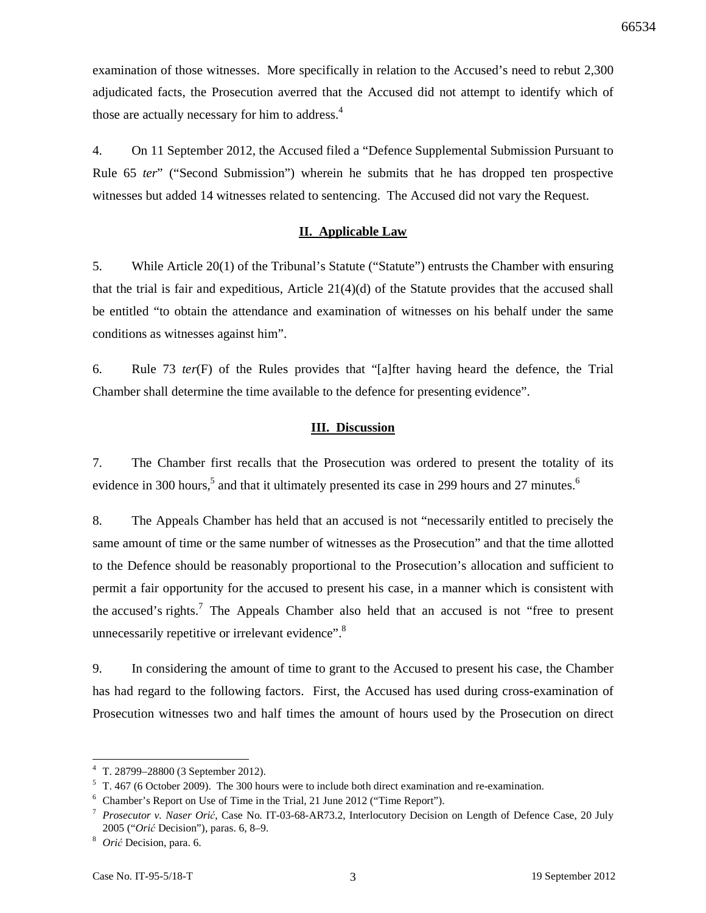examination of those witnesses. More specifically in relation to the Accused's need to rebut 2,300 adjudicated facts, the Prosecution averred that the Accused did not attempt to identify which of those are actually necessary for him to address.[4]

4. On 11 September 2012, the Accused filed a "Defence Supplemental Submission Pursuant to Rule 65 *ter*" ("Second Submission") wherein he submits that he has dropped ten prospective witnesses but added 14 witnesses related to sentencing. The Accused did not vary the Request.

## II. Applicable Law

5. While Article 20(1) of the Tribunal's Statute ("Statute") entrusts the Chamber with ensuring that the trial is fair and expeditious, Article 21(4)(d) of the Statute provides that the accused shall be entitled "to obtain the attendance and examination of witnesses on his behalf under the same conditions as witnesses against him".

6. Rule 73 *ter*(F) of the Rules provides that "[a]fter having heard the defence, the Trial Chamber shall determine the time available to the defence for presenting evidence".

## III. Discussion

7. The Chamber first recalls that the Prosecution was ordered to present the totality of its evidence in 300 hours,[5] and that it ultimately presented its case in 299 hours and 27 minutes.[6]

8. The Appeals Chamber has held that an accused is not "necessarily entitled to precisely the same amount of time or the same number of witnesses as the Prosecution" and that the time allotted to the Defence should be reasonably proportional to the Prosecution's allocation and sufficient to permit a fair opportunity for the accused to present his case, in a manner which is consistent with the accused's rights.[7] The Appeals Chamber also held that an accused is not "free to present unnecessarily repetitive or irrelevant evidence".[8]

9. In considering the amount of time to grant to the Accused to present his case, the Chamber has had regard to the following factors. First, the Accused has used during cross-examination of Prosecution witnesses two and half times the amount of hours used by the Prosecution on direct

---

[4] T. 28799–28800 (3 September 2012).

[5] T. 467 (6 October 2009). The 300 hours were to include both direct examination and re-examination.

[6] Chamber's Report on Use of Time in the Trial, 21 June 2012 ("Time Report").

[7] *Prosecutor v. Naser Orić*, Case No. IT-03-68-AR73.2, Interlocutory Decision on Length of Defence Case, 20 July 2005 ("*Orić* Decision"), paras. 6, 8–9.

[8] *Orić* Decision, para. 6.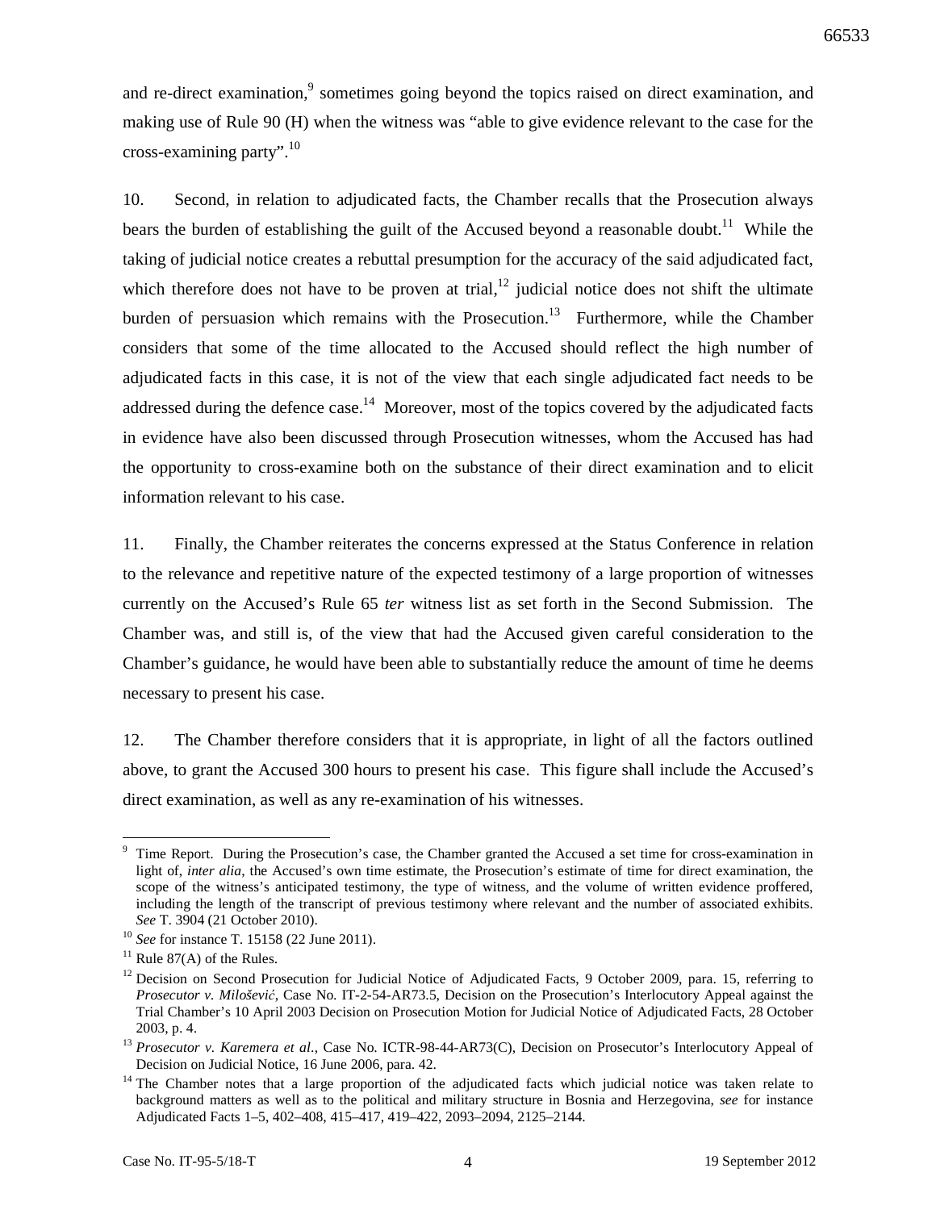and re-direct examination,[9] sometimes going beyond the topics raised on direct examination, and making use of Rule 90 (H) when the witness was "able to give evidence relevant to the case for the cross-examining party".[10]

10. Second, in relation to adjudicated facts, the Chamber recalls that the Prosecution always bears the burden of establishing the guilt of the Accused beyond a reasonable doubt.[11] While the taking of judicial notice creates a rebuttal presumption for the accuracy of the said adjudicated fact, which therefore does not have to be proven at trial,[12] judicial notice does not shift the ultimate burden of persuasion which remains with the Prosecution.[13] Furthermore, while the Chamber considers that some of the time allocated to the Accused should reflect the high number of adjudicated facts in this case, it is not of the view that each single adjudicated fact needs to be addressed during the defence case.[14] Moreover, most of the topics covered by the adjudicated facts in evidence have also been discussed through Prosecution witnesses, whom the Accused has had the opportunity to cross-examine both on the substance of their direct examination and to elicit information relevant to his case.

11. Finally, the Chamber reiterates the concerns expressed at the Status Conference in relation to the relevance and repetitive nature of the expected testimony of a large proportion of witnesses currently on the Accused's Rule 65 *ter* witness list as set forth in the Second Submission. The Chamber was, and still is, of the view that had the Accused given careful consideration to the Chamber's guidance, he would have been able to substantially reduce the amount of time he deems necessary to present his case.

12. The Chamber therefore considers that it is appropriate, in light of all the factors outlined above, to grant the Accused 300 hours to present his case. This figure shall include the Accused's direct examination, as well as any re-examination of his witnesses.

---

[9] Time Report. During the Prosecution's case, the Chamber granted the Accused a set time for cross-examination in light of, *inter alia*, the Accused's own time estimate, the Prosecution's estimate of time for direct examination, the scope of the witness's anticipated testimony, the type of witness, and the volume of written evidence proffered, including the length of the transcript of previous testimony where relevant and the number of associated exhibits. *See* T. 3904 (21 October 2010).

[10] *See* for instance T. 15158 (22 June 2011).

[11] Rule 87(A) of the Rules.

[12] Decision on Second Prosecution for Judicial Notice of Adjudicated Facts, 9 October 2009, para. 15, referring to *Prosecutor v. Milošević*, Case No. IT-2-54-AR73.5, Decision on the Prosecution's Interlocutory Appeal against the Trial Chamber's 10 April 2003 Decision on Prosecution Motion for Judicial Notice of Adjudicated Facts, 28 October 2003, p. 4.

[13] *Prosecutor v. Karemera et al*., Case No. ICTR-98-44-AR73(C), Decision on Prosecutor's Interlocutory Appeal of Decision on Judicial Notice, 16 June 2006, para. 42.

[14] The Chamber notes that a large proportion of the adjudicated facts which judicial notice was taken relate to background matters as well as to the political and military structure in Bosnia and Herzegovina, *see* for instance Adjudicated Facts 1–5, 402–408, 415–417, 419–422, 2093–2094, 2125–2144.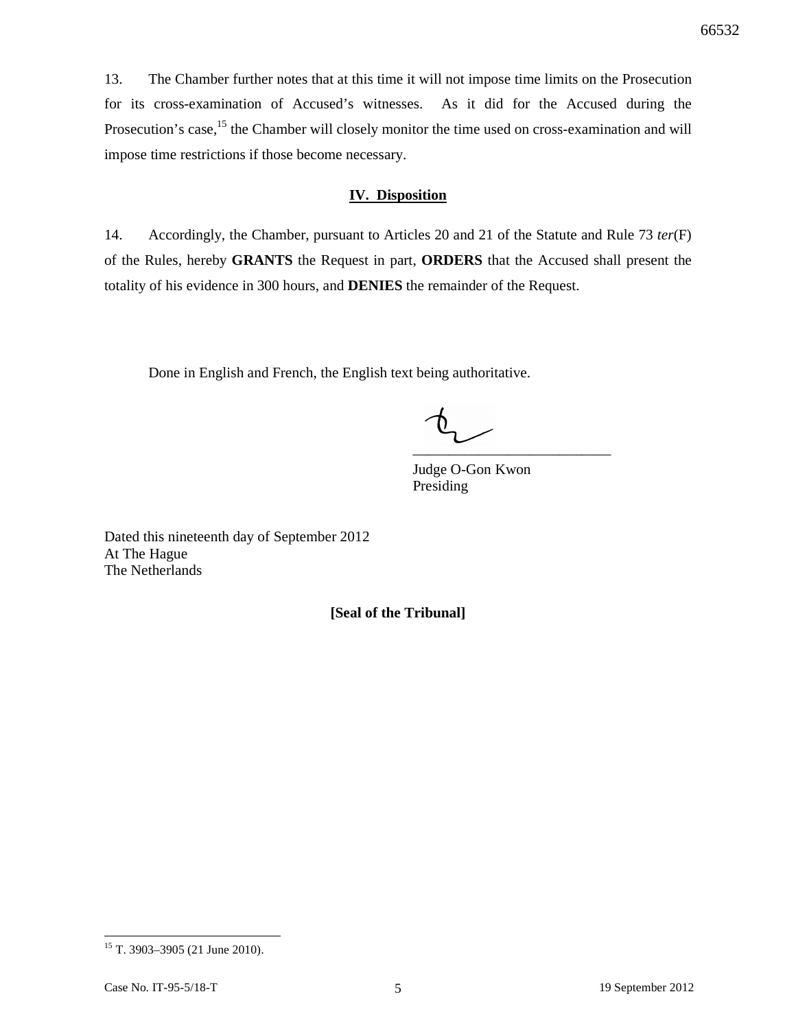13. The Chamber further notes that at this time it will not impose time limits on the Prosecution for its cross-examination of Accused's witnesses. As it did for the Accused during the Prosecution's case,[15] the Chamber will closely monitor the time used on cross-examination and will impose time restrictions if those become necessary.

## IV. Disposition

14. Accordingly, the Chamber, pursuant to Articles 20 and 21 of the Statute and Rule 73 *ter*(F) of the Rules, hereby **GRANTS** the Request in part, **ORDERS** that the Accused shall present the totality of his evidence in 300 hours, and **DENIES** the remainder of the Request.

Done in English and French, the English text being authoritative.

___________________________
Judge O-Gon Kwon
Presiding

Dated this nineteenth day of September 2012
At The Hague
The Netherlands

**[Seal of the Tribunal]**

---

[15] T. 3903–3905 (21 June 2010).